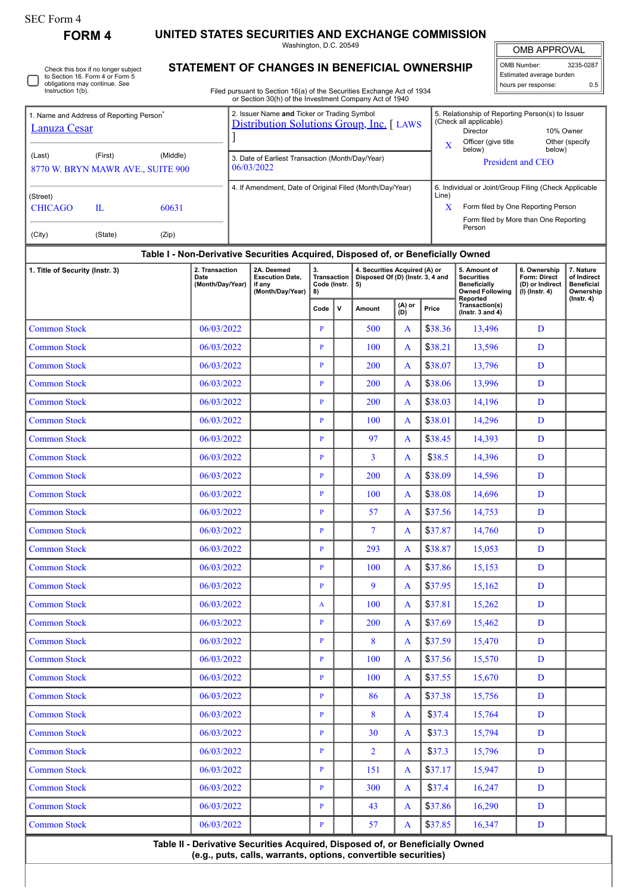SEC Form 4

**FORM 4**

# UNITED STATES SECURITIES AND EXCHANGE COMMISSION

Washington, D.C. 20549

## STATEMENT OF CHANGES IN BENEFICIAL OWNERSHIP

Filed pursuant to Section 16(a) of the Securities Exchange Act of 1934 or Section 30(h) of the Investment Company Act of 1940

| OMB APPROVAL | |
|---|---|
| OMB Number: | 3235-0287 |
| Estimated average burden | |
| hours per response: | 0.5 |

☐ Check this box if no longer subject to Section 16. Form 4 or Form 5 obligations may continue. *See* Instruction 1(b).

1. Name and Address of Reporting Person*
Lanuza Cesar
(Last) (First) (Middle)
8770 W. BRYN MAWR AVE., SUITE 900
(Street)
CHICAGO IL 60631
(City) (State) (Zip)

2. Issuer Name **and** Ticker or Trading Symbol
Distribution Solutions Group, Inc. [ LAWS ]

3. Date of Earliest Transaction (Month/Day/Year)
06/03/2022

4. If Amendment, Date of Original Filed (Month/Day/Year)

5. Relationship of Reporting Person(s) to Issuer (Check all applicable)
Director
10% Owner
X Officer (give title below)
Other (specify below)
President and CEO

6. Individual or Joint/Group Filing (Check Applicable Line)
X Form filed by One Reporting Person
Form filed by More than One Reporting Person

**Table I - Non-Derivative Securities Acquired, Disposed of, or Beneficially Owned**

| 1. Title of Security (Instr. 3) | 2. Transaction Date (Month/Day/Year) | 2A. Deemed Execution Date, if any (Month/Day/Year) | 3. Transaction Code (Instr. 8) | | 4. Securities Acquired (A) or Disposed Of (D) (Instr. 3, 4 and 5) | | | 5. Amount of Securities Beneficially Owned Following Reported Transaction(s) (Instr. 3 and 4) | 6. Ownership Form: Direct (D) or Indirect (I) (Instr. 4) | 7. Nature of Indirect Beneficial Ownership (Instr. 4) |
|---|---|---|---|---|---|---|---|---|---|---|
| | | | Code | V | Amount | (A) or (D) | Price | | | |
| Common Stock | 06/03/2022 | | P | | 500 | A | $38.36 | 13,496 | D | |
| Common Stock | 06/03/2022 | | P | | 100 | A | $38.21 | 13,596 | D | |
| Common Stock | 06/03/2022 | | P | | 200 | A | $38.07 | 13,796 | D | |
| Common Stock | 06/03/2022 | | P | | 200 | A | $38.06 | 13,996 | D | |
| Common Stock | 06/03/2022 | | P | | 200 | A | $38.03 | 14,196 | D | |
| Common Stock | 06/03/2022 | | P | | 100 | A | $38.01 | 14,296 | D | |
| Common Stock | 06/03/2022 | | P | | 97 | A | $38.45 | 14,393 | D | |
| Common Stock | 06/03/2022 | | P | | 3 | A | $38.5 | 14,396 | D | |
| Common Stock | 06/03/2022 | | P | | 200 | A | $38.09 | 14,596 | D | |
| Common Stock | 06/03/2022 | | P | | 100 | A | $38.08 | 14,696 | D | |
| Common Stock | 06/03/2022 | | P | | 57 | A | $37.56 | 14,753 | D | |
| Common Stock | 06/03/2022 | | P | | 7 | A | $37.87 | 14,760 | D | |
| Common Stock | 06/03/2022 | | P | | 293 | A | $38.87 | 15,053 | D | |
| Common Stock | 06/03/2022 | | P | | 100 | A | $37.86 | 15,153 | D | |
| Common Stock | 06/03/2022 | | P | | 9 | A | $37.95 | 15,162 | D | |
| Common Stock | 06/03/2022 | | A | | 100 | A | $37.81 | 15,262 | D | |
| Common Stock | 06/03/2022 | | P | | 200 | A | $37.69 | 15,462 | D | |
| Common Stock | 06/03/2022 | | P | | 8 | A | $37.59 | 15,470 | D | |
| Common Stock | 06/03/2022 | | P | | 100 | A | $37.56 | 15,570 | D | |
| Common Stock | 06/03/2022 | | P | | 100 | A | $37.55 | 15,670 | D | |
| Common Stock | 06/03/2022 | | P | | 86 | A | $37.38 | 15,756 | D | |
| Common Stock | 06/03/2022 | | P | | 8 | A | $37.4 | 15,764 | D | |
| Common Stock | 06/03/2022 | | P | | 30 | A | $37.3 | 15,794 | D | |
| Common Stock | 06/03/2022 | | P | | 2 | A | $37.3 | 15,796 | D | |
| Common Stock | 06/03/2022 | | P | | 151 | A | $37.17 | 15,947 | D | |
| Common Stock | 06/03/2022 | | P | | 300 | A | $37.4 | 16,247 | D | |
| Common Stock | 06/03/2022 | | P | | 43 | A | $37.86 | 16,290 | D | |
| Common Stock | 06/03/2022 | | P | | 57 | A | $37.85 | 16,347 | D | |

**Table II - Derivative Securities Acquired, Disposed of, or Beneficially Owned (e.g., puts, calls, warrants, options, convertible securities)**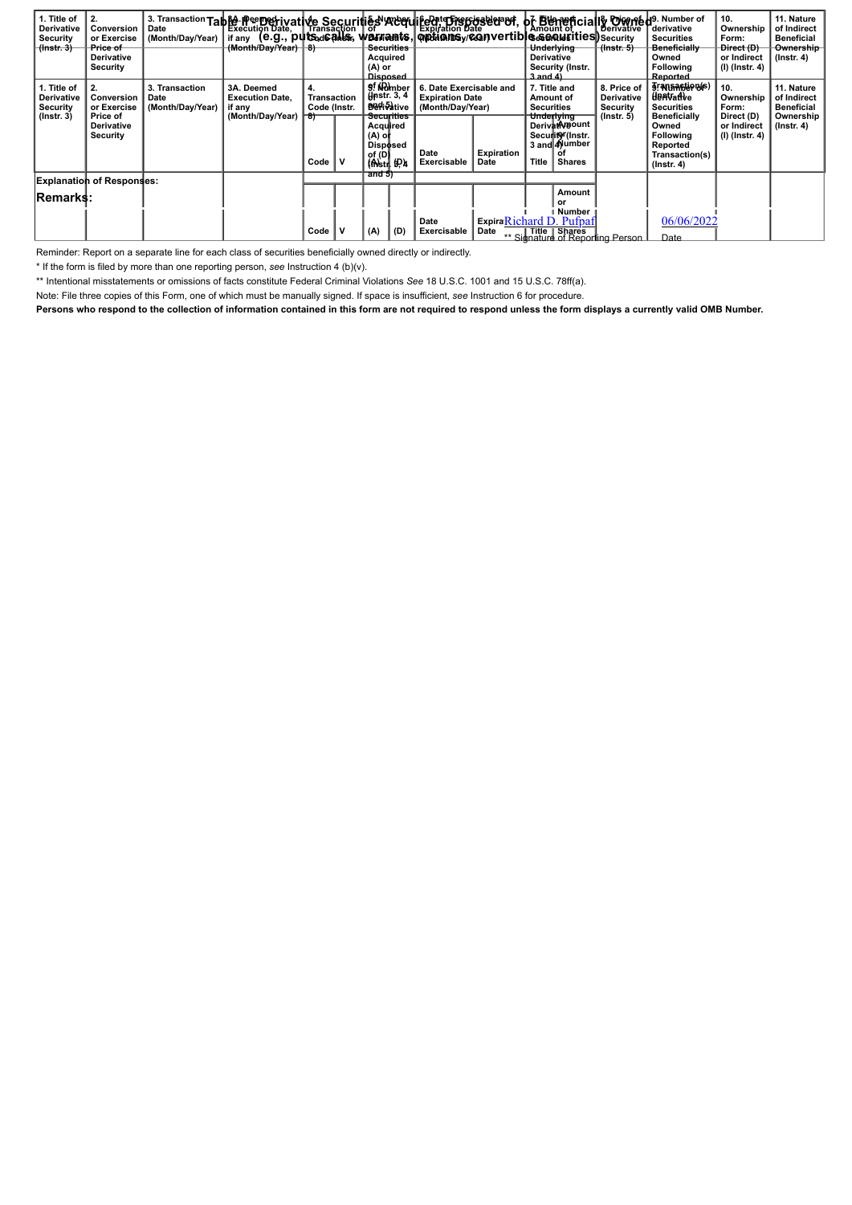## Table II - Derivative Securities Acquired, Disposed of, or Beneficially Owned (e.g., puts, calls, warrants, options, convertible securities)

| 1. Title of Derivative Security (Instr. 3) | 2. Conversion or Exercise Price of Derivative Security | 3. Transaction Date (Month/Day/Year) | 3A. Deemed Execution Date, if any (Month/Day/Year) | 4. Transaction Code (Instr. 8) | | 5. Number of Derivative Securities Acquired (A) or Disposed of (D) (Instr. 3, 4 and 5) | | 6. Date Exercisable and Expiration Date (Month/Day/Year) | | 7. Title and Amount of Securities Underlying Derivative Security (Instr. 3 and 4) | | 8. Price of Derivative Security (Instr. 5) | 9. Number of derivative Securities Beneficially Owned Following Reported Transaction(s) (Instr. 4) | 10. Ownership Form: Direct (D) or Indirect (I) (Instr. 4) | 11. Nature of Indirect Beneficial Ownership (Instr. 4) |
|---|---|---|---|---|---|---|---|---|---|---|---|---|---|---|---|
| | | | | Code | V | (A) | (D) | Date Exercisable | Expiration Date | Title | Amount or Number of Shares | | | | |

**Explanation of Responses:**

**Remarks:**

Richard D. Pufpaf — 06/06/2022

** Signature of Reporting Person — Date

Reminder: Report on a separate line for each class of securities beneficially owned directly or indirectly.

* If the form is filed by more than one reporting person, *see* Instruction 4 (b)(v).

** Intentional misstatements or omissions of facts constitute Federal Criminal Violations *See* 18 U.S.C. 1001 and 15 U.S.C. 78ff(a).

Note: File three copies of this Form, one of which must be manually signed. If space is insufficient, *see* Instruction 6 for procedure.

**Persons who respond to the collection of information contained in this form are not required to respond unless the form displays a currently valid OMB Number.**